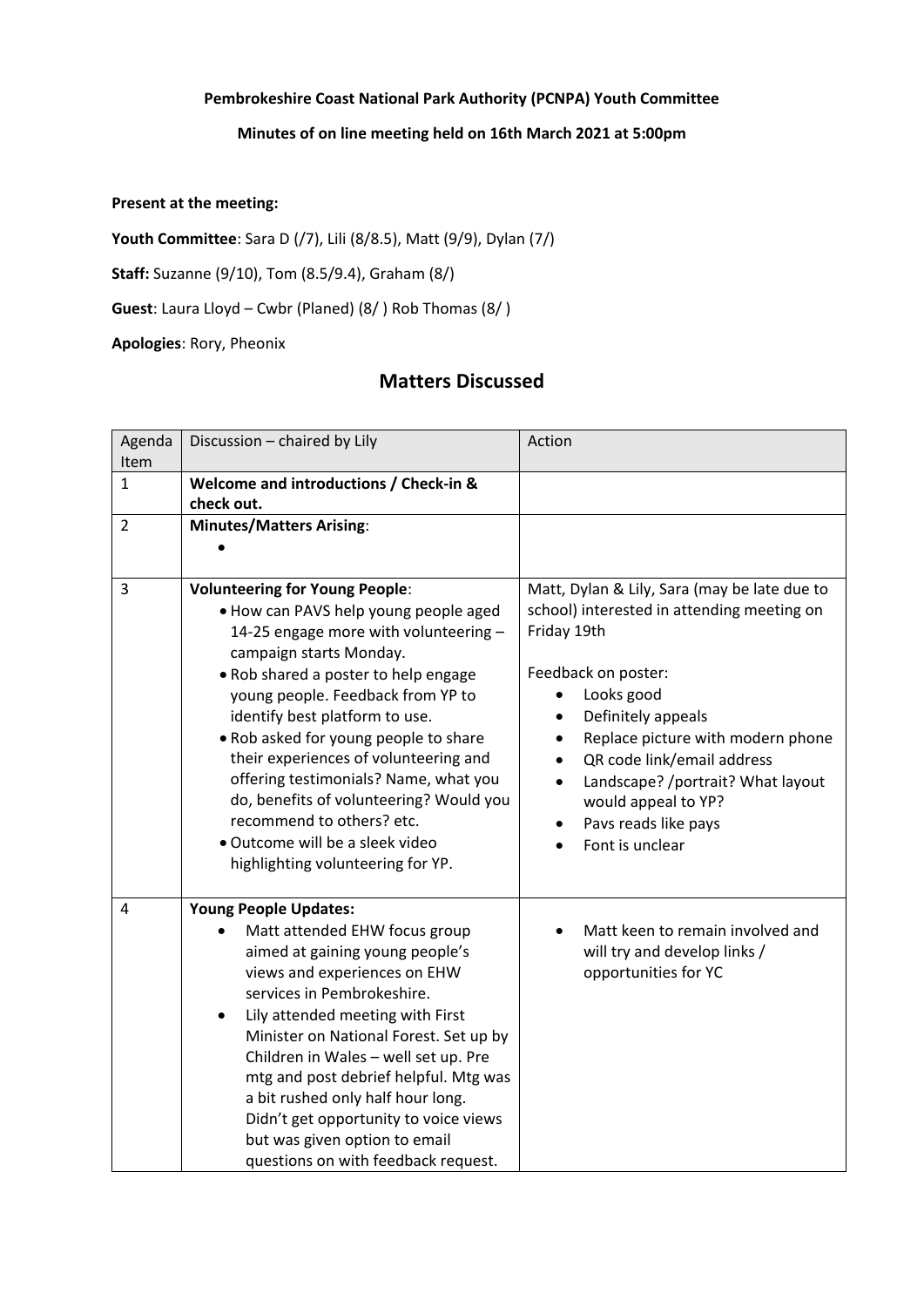**Pembrokeshire Coast National Park Authority (PCNPA) Youth Committee**

**Minutes of on line meeting held on 16th March 2021 at 5:00pm**

**Present at the meeting:**

**Youth Committee**: Sara D (/7), Lili (8/8.5), Matt (9/9), Dylan (7/)

**Staff:** Suzanne (9/10), Tom (8.5/9.4), Graham (8/)

**Guest**: Laura Lloyd – Cwbr (Planed) (8/ ) Rob Thomas (8/ )

**Apologies**: Rory, Pheonix

## Matters Discussed

| Agenda Item | Discussion – chaired by Lily | Action |
|---|---|---|
| 1 | **Welcome and introductions / Check-in & check out.** | |
| 2 | **Minutes/Matters Arising**:<br>• | |
| 3 | **Volunteering for Young People**:<br>• How can PAVS help young people aged 14-25 engage more with volunteering – campaign starts Monday.<br>• Rob shared a poster to help engage young people. Feedback from YP to identify best platform to use.<br>• Rob asked for young people to share their experiences of volunteering and offering testimonials? Name, what you do, benefits of volunteering? Would you recommend to others? etc.<br>• Outcome will be a sleek video highlighting volunteering for YP. | Matt, Dylan & Lily, Sara (may be late due to school) interested in attending meeting on Friday 19th<br><br>Feedback on poster:<br>• Looks good<br>• Definitely appeals<br>• Replace picture with modern phone<br>• QR code link/email address<br>• Landscape? /portrait? What layout would appeal to YP?<br>• Pavs reads like pays<br>• Font is unclear |
| 4 | **Young People Updates:**<br>• Matt attended EHW focus group aimed at gaining young people's views and experiences on EHW services in Pembrokeshire.<br>• Lily attended meeting with First Minister on National Forest. Set up by Children in Wales – well set up. Pre mtg and post debrief helpful. Mtg was a bit rushed only half hour long. Didn't get opportunity to voice views but was given option to email questions on with feedback request. | • Matt keen to remain involved and will try and develop links / opportunities for YC |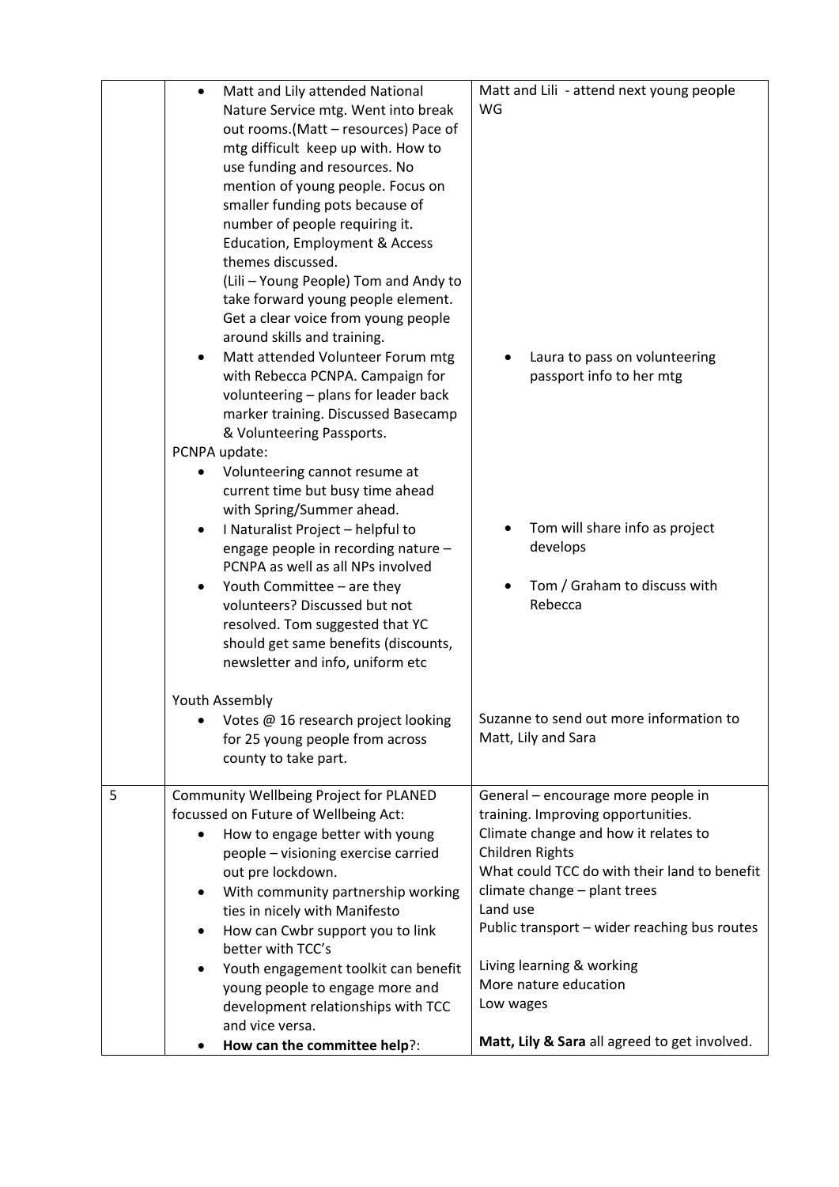| | | |
|---|---|---|
| | • Matt and Lily attended National Nature Service mtg. Went into break out rooms.(Matt – resources) Pace of mtg difficult keep up with. How to use funding and resources. No mention of young people. Focus on smaller funding pots because of number of people requiring it. Education, Employment & Access themes discussed.<br>(Lili – Young People) Tom and Andy to take forward young people element. Get a clear voice from young people around skills and training.<br>• Matt attended Volunteer Forum mtg with Rebecca PCNPA. Campaign for volunteering – plans for leader back marker training. Discussed Basecamp & Volunteering Passports.<br>PCNPA update:<br>• Volunteering cannot resume at current time but busy time ahead with Spring/Summer ahead.<br>• I Naturalist Project – helpful to engage people in recording nature – PCNPA as well as all NPs involved<br>• Youth Committee – are they volunteers? Discussed but not resolved. Tom suggested that YC should get same benefits (discounts, newsletter and info, uniform etc<br><br>Youth Assembly<br>• Votes @ 16 research project looking for 25 young people from across county to take part. | Matt and Lili - attend next young people WG<br><br>• Laura to pass on volunteering passport info to her mtg<br><br>• Tom will share info as project develops<br><br>• Tom / Graham to discuss with Rebecca<br><br>Suzanne to send out more information to Matt, Lily and Sara |
| 5 | Community Wellbeing Project for PLANED focussed on Future of Wellbeing Act:<br>• How to engage better with young people – visioning exercise carried out pre lockdown.<br>• With community partnership working ties in nicely with Manifesto<br>• How can Cwbr support you to link better with TCC's<br>• Youth engagement toolkit can benefit young people to engage more and development relationships with TCC and vice versa.<br>• **How can the committee help**?: | General – encourage more people in training. Improving opportunities.<br>Climate change and how it relates to Children Rights<br>What could TCC do with their land to benefit climate change – plant trees<br>Land use<br>Public transport – wider reaching bus routes<br><br>Living learning & working<br>More nature education<br>Low wages<br><br>**Matt, Lily & Sara** all agreed to get involved. |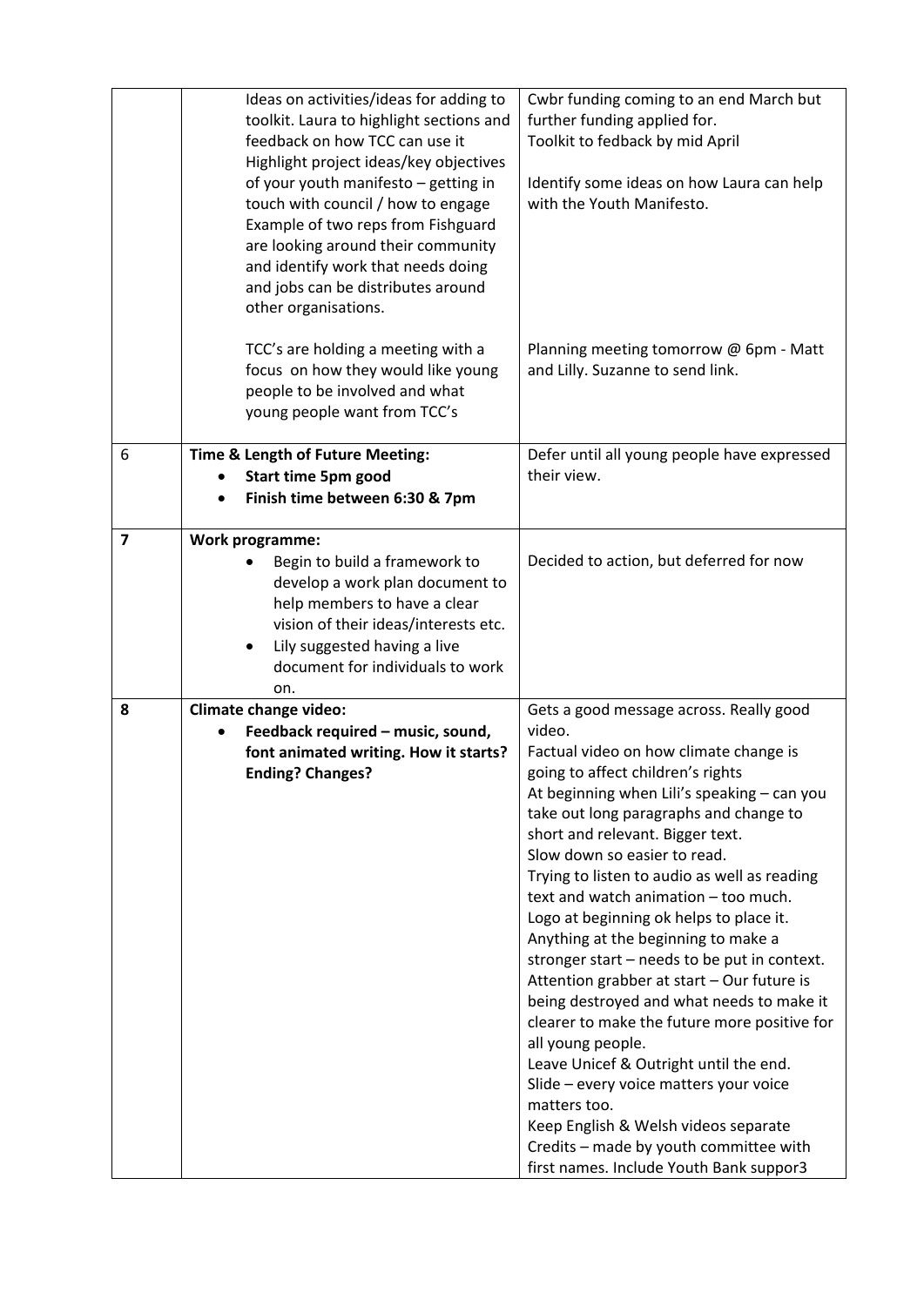| | | |
|---|---|---|
| | Ideas on activities/ideas for adding to toolkit. Laura to highlight sections and feedback on how TCC can use it<br>Highlight project ideas/key objectives of your youth manifesto – getting in touch with council / how to engage<br>Example of two reps from Fishguard are looking around their community and identify work that needs doing and jobs can be distributes around other organisations.<br><br>TCC's are holding a meeting with a focus on how they would like young people to be involved and what young people want from TCC's | Cwbr funding coming to an end March but further funding applied for.<br>Toolkit to fedback by mid April<br><br>Identify some ideas on how Laura can help with the Youth Manifesto.<br><br>Planning meeting tomorrow @ 6pm - Matt and Lilly. Suzanne to send link. |
| 6 | **Time & Length of Future Meeting:**<br>• **Start time 5pm good**<br>• **Finish time between 6:30 & 7pm** | Defer until all young people have expressed their view. |
| **7** | **Work programme:**<br>• Begin to build a framework to develop a work plan document to help members to have a clear vision of their ideas/interests etc.<br>• Lily suggested having a live document for individuals to work on. | Decided to action, but deferred for now |
| **8** | **Climate change video:**<br>• **Feedback required – music, sound, font animated writing. How it starts? Ending? Changes?** | Gets a good message across. Really good video.<br>Factual video on how climate change is going to affect children's rights<br>At beginning when Lili's speaking – can you take out long paragraphs and change to short and relevant. Bigger text.<br>Slow down so easier to read.<br>Trying to listen to audio as well as reading text and watch animation – too much.<br>Logo at beginning ok helps to place it.<br>Anything at the beginning to make a stronger start – needs to be put in context.<br>Attention grabber at start – Our future is being destroyed and what needs to make it clearer to make the future more positive for all young people.<br>Leave Unicef & Outright until the end.<br>Slide – every voice matters your voice matters too.<br>Keep English & Welsh videos separate<br>Credits – made by youth committee with first names. Include Youth Bank suppor3 |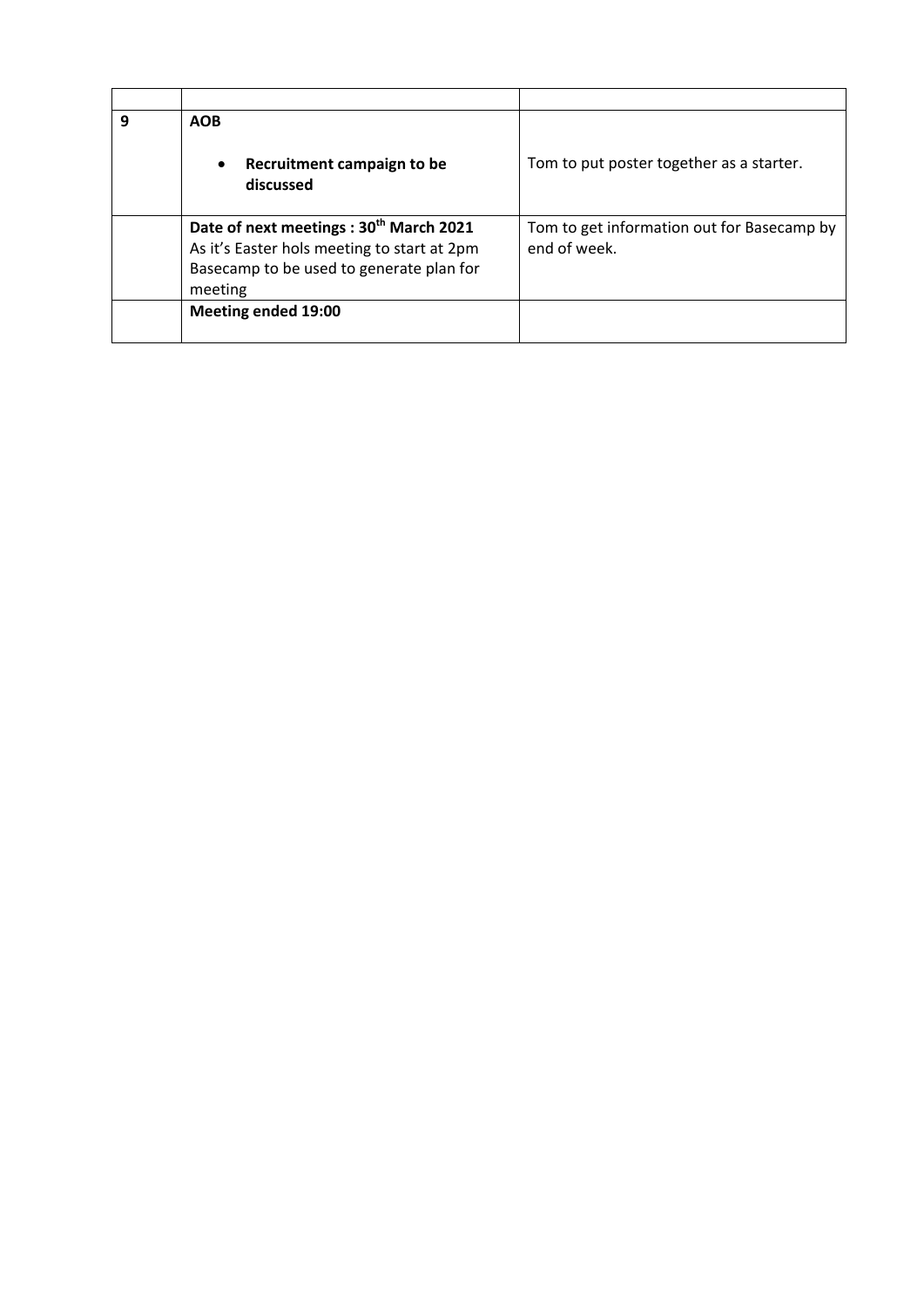| | | |
|---|---|---|
| **9** | **AOB**<br><br>• **Recruitment campaign to be discussed** | Tom to put poster together as a starter. |
| | **Date of next meetings : 30th March 2021**<br>As it's Easter hols meeting to start at 2pm<br>Basecamp to be used to generate plan for meeting | Tom to get information out for Basecamp by end of week. |
| | **Meeting ended 19:00** | |